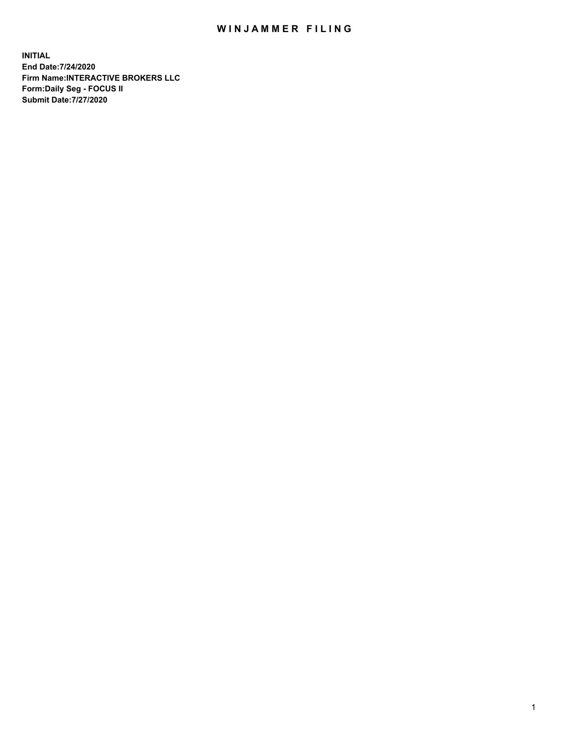# WINJAMMER FILING

**INITIAL**
**End Date:7/24/2020**
**Firm Name:INTERACTIVE BROKERS LLC**
**Form:Daily Seg - FOCUS II**
**Submit Date:7/27/2020**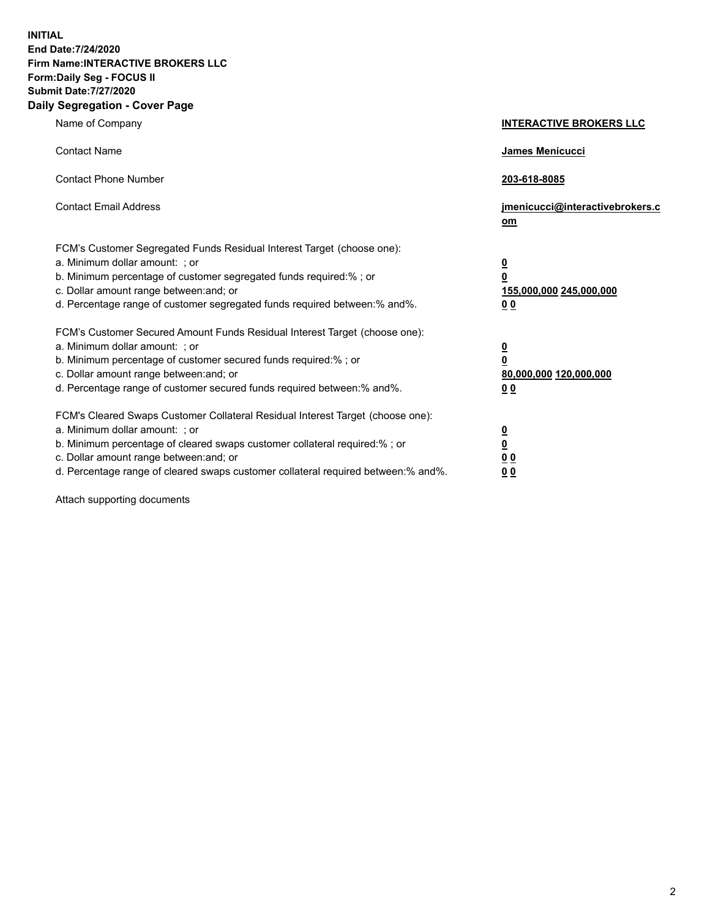**INITIAL**
**End Date:7/24/2020**
**Firm Name:INTERACTIVE BROKERS LLC**
**Form:Daily Seg - FOCUS II**
**Submit Date:7/27/2020**
**Daily Segregation - Cover Page**

| | |
|---|---|
| Name of Company | **INTERACTIVE BROKERS LLC** |
| Contact Name | **James Menicucci** |
| Contact Phone Number | **203-618-8085** |
| Contact Email Address | **jmenicucci@interactivebrokers.com** |

FCM's Customer Segregated Funds Residual Interest Target (choose one):

| | |
|---|---|
| a. Minimum dollar amount: ; or | **0** |
| b. Minimum percentage of customer segregated funds required:% ; or | **0** |
| c. Dollar amount range between:and; or | **155,000,000 245,000,000** |
| d. Percentage range of customer segregated funds required between:% and%. | **0 0** |

FCM's Customer Secured Amount Funds Residual Interest Target (choose one):

| | |
|---|---|
| a. Minimum dollar amount: ; or | **0** |
| b. Minimum percentage of customer secured funds required:% ; or | **0** |
| c. Dollar amount range between:and; or | **80,000,000 120,000,000** |
| d. Percentage range of customer secured funds required between:% and%. | **0 0** |

FCM's Cleared Swaps Customer Collateral Residual Interest Target (choose one):

| | |
|---|---|
| a. Minimum dollar amount: ; or | **0** |
| b. Minimum percentage of cleared swaps customer collateral required:% ; or | **0** |
| c. Dollar amount range between:and; or | **0 0** |
| d. Percentage range of cleared swaps customer collateral required between:% and%. | **0 0** |

Attach supporting documents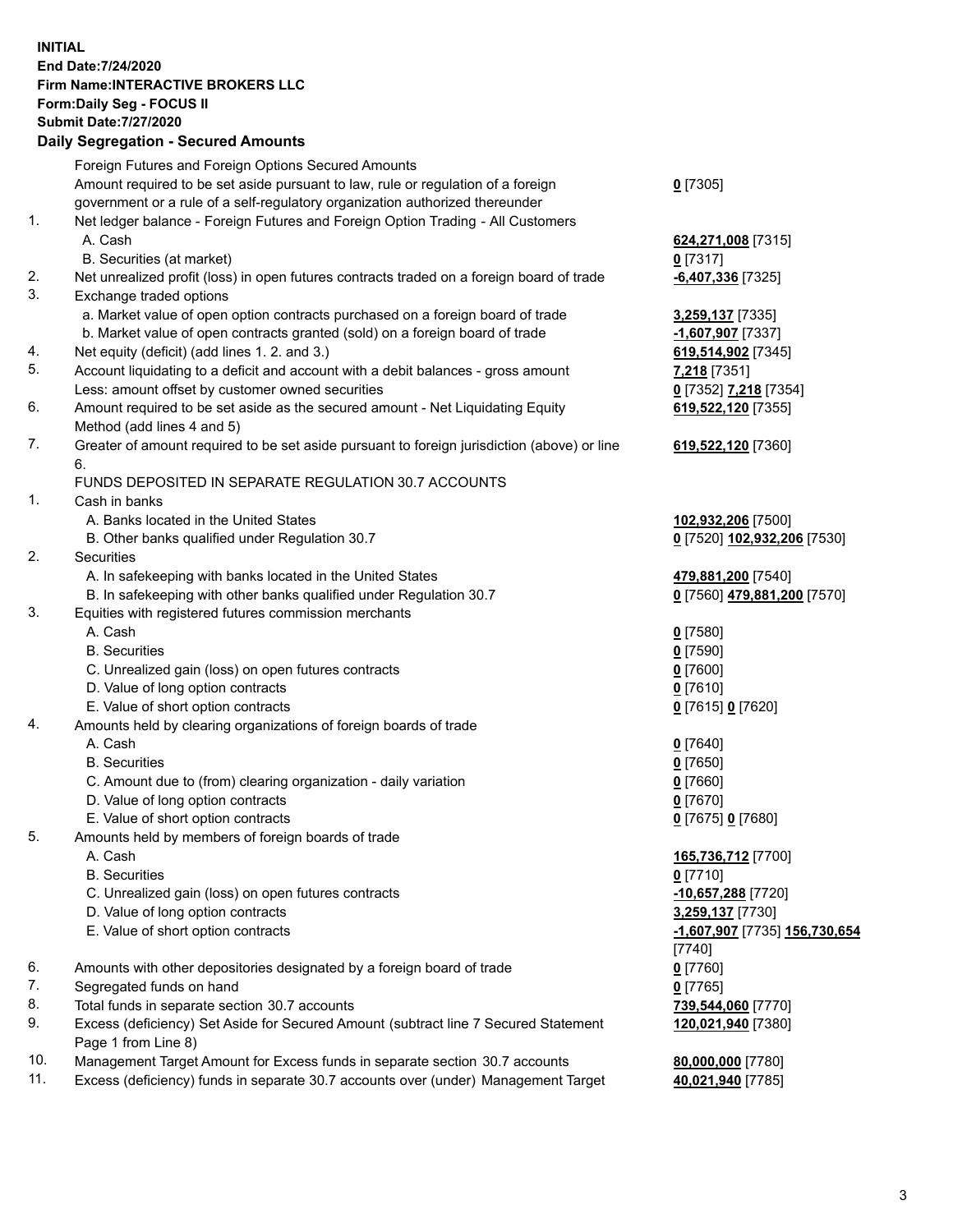**INITIAL**
**End Date:7/24/2020**
**Firm Name:INTERACTIVE BROKERS LLC**
**Form:Daily Seg - FOCUS II**
**Submit Date:7/27/2020**

## Daily Segregation - Secured Amounts

| | | |
|---|---|---|
| | Foreign Futures and Foreign Options Secured Amounts | |
| | Amount required to be set aside pursuant to law, rule or regulation of a foreign government or a rule of a self-regulatory organization authorized thereunder | **0** [7305] |
| 1. | Net ledger balance - Foreign Futures and Foreign Option Trading - All Customers | |
| | A. Cash | **624,271,008** [7315] |
| | B. Securities (at market) | **0** [7317] |
| 2. | Net unrealized profit (loss) in open futures contracts traded on a foreign board of trade | **-6,407,336** [7325] |
| 3. | Exchange traded options | |
| | a. Market value of open option contracts purchased on a foreign board of trade | **3,259,137** [7335] |
| | b. Market value of open contracts granted (sold) on a foreign board of trade | **-1,607,907** [7337] |
| 4. | Net equity (deficit) (add lines 1. 2. and 3.) | **619,514,902** [7345] |
| 5. | Account liquidating to a deficit and account with a debit balances - gross amount | **7,218** [7351] |
| | Less: amount offset by customer owned securities | **0** [7352] **7,218** [7354] |
| 6. | Amount required to be set aside as the secured amount - Net Liquidating Equity Method (add lines 4 and 5) | **619,522,120** [7355] |
| 7. | Greater of amount required to be set aside pursuant to foreign jurisdiction (above) or line 6. | **619,522,120** [7360] |
| | FUNDS DEPOSITED IN SEPARATE REGULATION 30.7 ACCOUNTS | |
| 1. | Cash in banks | |
| | A. Banks located in the United States | **102,932,206** [7500] |
| | B. Other banks qualified under Regulation 30.7 | **0** [7520] **102,932,206** [7530] |
| 2. | Securities | |
| | A. In safekeeping with banks located in the United States | **479,881,200** [7540] |
| | B. In safekeeping with other banks qualified under Regulation 30.7 | **0** [7560] **479,881,200** [7570] |
| 3. | Equities with registered futures commission merchants | |
| | A. Cash | **0** [7580] |
| | B. Securities | **0** [7590] |
| | C. Unrealized gain (loss) on open futures contracts | **0** [7600] |
| | D. Value of long option contracts | **0** [7610] |
| | E. Value of short option contracts | **0** [7615] **0** [7620] |
| 4. | Amounts held by clearing organizations of foreign boards of trade | |
| | A. Cash | **0** [7640] |
| | B. Securities | **0** [7650] |
| | C. Amount due to (from) clearing organization - daily variation | **0** [7660] |
| | D. Value of long option contracts | **0** [7670] |
| | E. Value of short option contracts | **0** [7675] **0** [7680] |
| 5. | Amounts held by members of foreign boards of trade | |
| | A. Cash | **165,736,712** [7700] |
| | B. Securities | **0** [7710] |
| | C. Unrealized gain (loss) on open futures contracts | **-10,657,288** [7720] |
| | D. Value of long option contracts | **3,259,137** [7730] |
| | E. Value of short option contracts | **-1,607,907** [7735] **156,730,654** [7740] |
| 6. | Amounts with other depositories designated by a foreign board of trade | **0** [7760] |
| 7. | Segregated funds on hand | **0** [7765] |
| 8. | Total funds in separate section 30.7 accounts | **739,544,060** [7770] |
| 9. | Excess (deficiency) Set Aside for Secured Amount (subtract line 7 Secured Statement Page 1 from Line 8) | **120,021,940** [7380] |
| 10. | Management Target Amount for Excess funds in separate section 30.7 accounts | **80,000,000** [7780] |
| 11. | Excess (deficiency) funds in separate 30.7 accounts over (under) Management Target | **40,021,940** [7785] |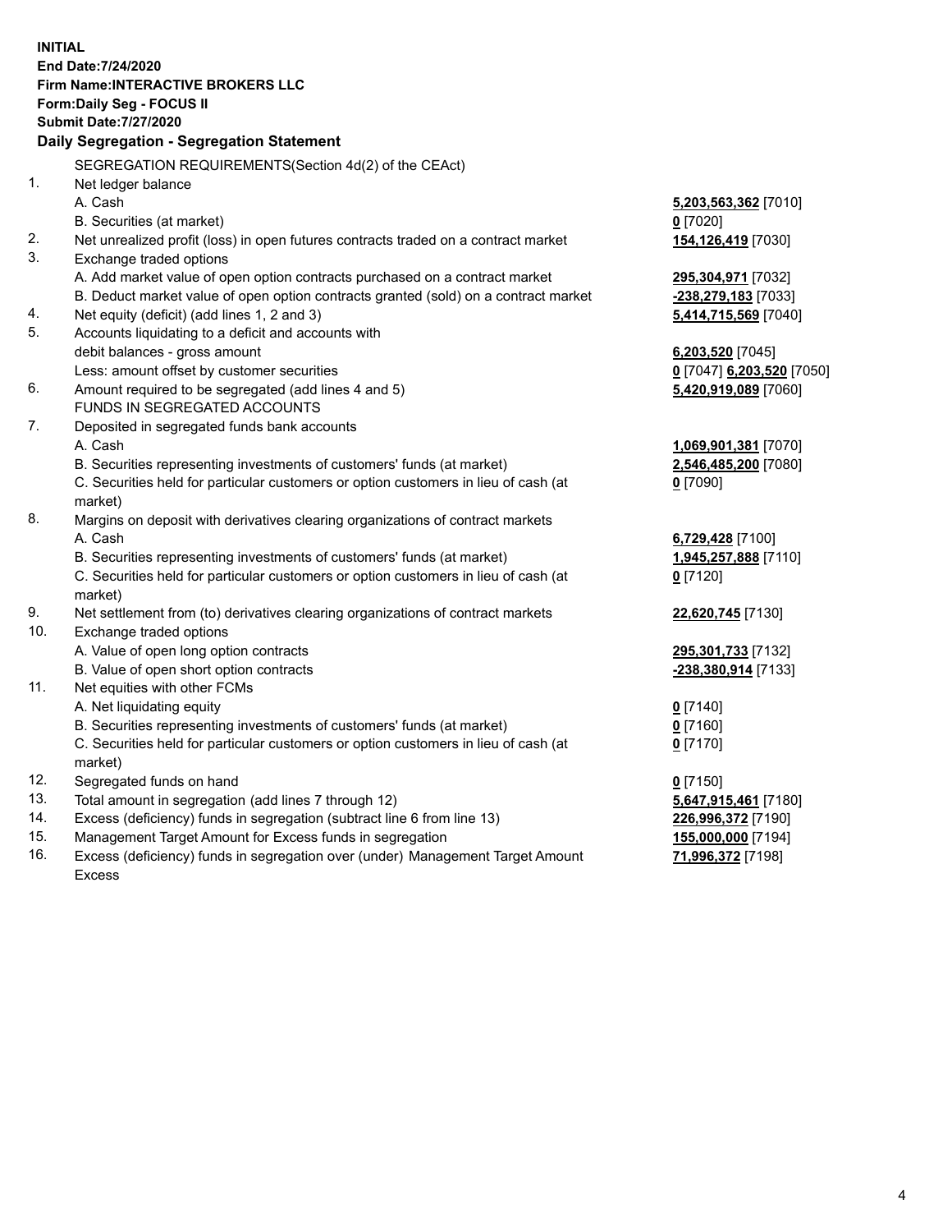**INITIAL**
**End Date:7/24/2020**
**Firm Name:INTERACTIVE BROKERS LLC**
**Form:Daily Seg - FOCUS II**
**Submit Date:7/27/2020**

### Daily Segregation - Segregation Statement

SEGREGATION REQUIREMENTS(Section 4d(2) of the CEAct)

| | | |
|---|---|---|
| 1. | Net ledger balance | |
| | A. Cash | 5,203,563,362 [7010] |
| | B. Securities (at market) | 0 [7020] |
| 2. | Net unrealized profit (loss) in open futures contracts traded on a contract market | 154,126,419 [7030] |
| 3. | Exchange traded options | |
| | A. Add market value of open option contracts purchased on a contract market | 295,304,971 [7032] |
| | B. Deduct market value of open option contracts granted (sold) on a contract market | -238,279,183 [7033] |
| 4. | Net equity (deficit) (add lines 1, 2 and 3) | 5,414,715,569 [7040] |
| 5. | Accounts liquidating to a deficit and accounts with debit balances - gross amount | 6,203,520 [7045] |
| | Less: amount offset by customer securities | 0 [7047] 6,203,520 [7050] |
| 6. | Amount required to be segregated (add lines 4 and 5) | 5,420,919,089 [7060] |
| | FUNDS IN SEGREGATED ACCOUNTS | |
| 7. | Deposited in segregated funds bank accounts | |
| | A. Cash | 1,069,901,381 [7070] |
| | B. Securities representing investments of customers' funds (at market) | 2,546,485,200 [7080] |
| | C. Securities held for particular customers or option customers in lieu of cash (at market) | 0 [7090] |
| 8. | Margins on deposit with derivatives clearing organizations of contract markets | |
| | A. Cash | 6,729,428 [7100] |
| | B. Securities representing investments of customers' funds (at market) | 1,945,257,888 [7110] |
| | C. Securities held for particular customers or option customers in lieu of cash (at market) | 0 [7120] |
| 9. | Net settlement from (to) derivatives clearing organizations of contract markets | 22,620,745 [7130] |
| 10. | Exchange traded options | |
| | A. Value of open long option contracts | 295,301,733 [7132] |
| | B. Value of open short option contracts | -238,380,914 [7133] |
| 11. | Net equities with other FCMs | |
| | A. Net liquidating equity | 0 [7140] |
| | B. Securities representing investments of customers' funds (at market) | 0 [7160] |
| | C. Securities held for particular customers or option customers in lieu of cash (at market) | 0 [7170] |
| 12. | Segregated funds on hand | 0 [7150] |
| 13. | Total amount in segregation (add lines 7 through 12) | 5,647,915,461 [7180] |
| 14. | Excess (deficiency) funds in segregation (subtract line 6 from line 13) | 226,996,372 [7190] |
| 15. | Management Target Amount for Excess funds in segregation | 155,000,000 [7194] |
| 16. | Excess (deficiency) funds in segregation over (under) Management Target Amount Excess | 71,996,372 [7198] |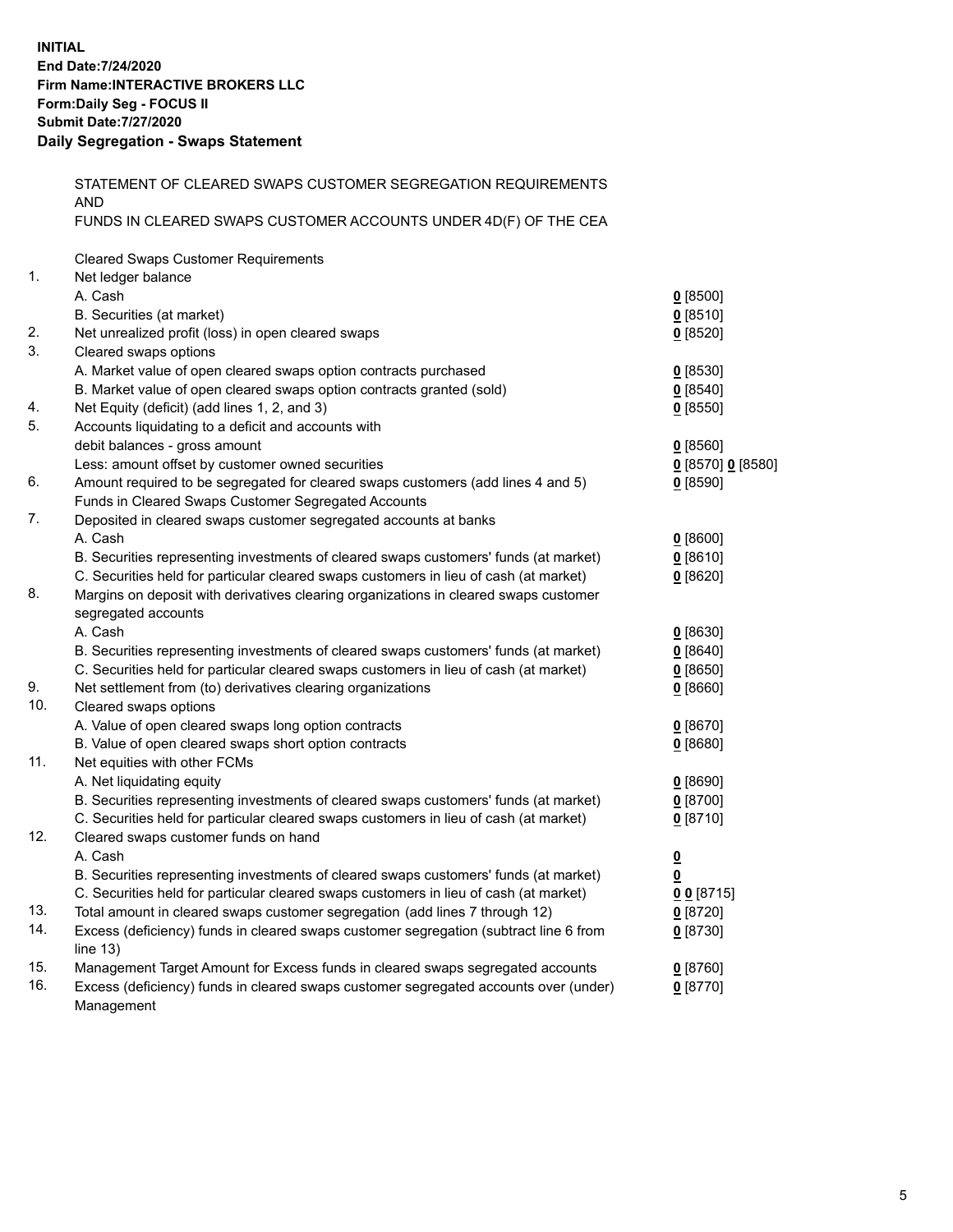**INITIAL**
**End Date:7/24/2020**
**Firm Name:INTERACTIVE BROKERS LLC**
**Form:Daily Seg - FOCUS II**
**Submit Date:7/27/2020**
**Daily Segregation - Swaps Statement**

STATEMENT OF CLEARED SWAPS CUSTOMER SEGREGATION REQUIREMENTS AND FUNDS IN CLEARED SWAPS CUSTOMER ACCOUNTS UNDER 4D(F) OF THE CEA

| | | |
|---|---|---|
| | Cleared Swaps Customer Requirements | |
| 1. | Net ledger balance | |
| | A. Cash | 0 [8500] |
| | B. Securities (at market) | 0 [8510] |
| 2. | Net unrealized profit (loss) in open cleared swaps | 0 [8520] |
| 3. | Cleared swaps options | |
| | A. Market value of open cleared swaps option contracts purchased | 0 [8530] |
| | B. Market value of open cleared swaps option contracts granted (sold) | 0 [8540] |
| 4. | Net Equity (deficit) (add lines 1, 2, and 3) | 0 [8550] |
| 5. | Accounts liquidating to a deficit and accounts with | |
| | debit balances - gross amount | 0 [8560] |
| | Less: amount offset by customer owned securities | 0 [8570] 0 [8580] |
| 6. | Amount required to be segregated for cleared swaps customers (add lines 4 and 5) | 0 [8590] |
| | Funds in Cleared Swaps Customer Segregated Accounts | |
| 7. | Deposited in cleared swaps customer segregated accounts at banks | |
| | A. Cash | 0 [8600] |
| | B. Securities representing investments of cleared swaps customers' funds (at market) | 0 [8610] |
| | C. Securities held for particular cleared swaps customers in lieu of cash (at market) | 0 [8620] |
| 8. | Margins on deposit with derivatives clearing organizations in cleared swaps customer segregated accounts | |
| | A. Cash | 0 [8630] |
| | B. Securities representing investments of cleared swaps customers' funds (at market) | 0 [8640] |
| | C. Securities held for particular cleared swaps customers in lieu of cash (at market) | 0 [8650] |
| 9. | Net settlement from (to) derivatives clearing organizations | 0 [8660] |
| 10. | Cleared swaps options | |
| | A. Value of open cleared swaps long option contracts | 0 [8670] |
| | B. Value of open cleared swaps short option contracts | 0 [8680] |
| 11. | Net equities with other FCMs | |
| | A. Net liquidating equity | 0 [8690] |
| | B. Securities representing investments of cleared swaps customers' funds (at market) | 0 [8700] |
| | C. Securities held for particular cleared swaps customers in lieu of cash (at market) | 0 [8710] |
| 12. | Cleared swaps customer funds on hand | |
| | A. Cash | 0 |
| | B. Securities representing investments of cleared swaps customers' funds (at market) | 0 |
| | C. Securities held for particular cleared swaps customers in lieu of cash (at market) | 0 0 [8715] |
| 13. | Total amount in cleared swaps customer segregation (add lines 7 through 12) | 0 [8720] |
| 14. | Excess (deficiency) funds in cleared swaps customer segregation (subtract line 6 from line 13) | 0 [8730] |
| 15. | Management Target Amount for Excess funds in cleared swaps segregated accounts | 0 [8760] |
| 16. | Excess (deficiency) funds in cleared swaps customer segregated accounts over (under) Management | 0 [8770] |